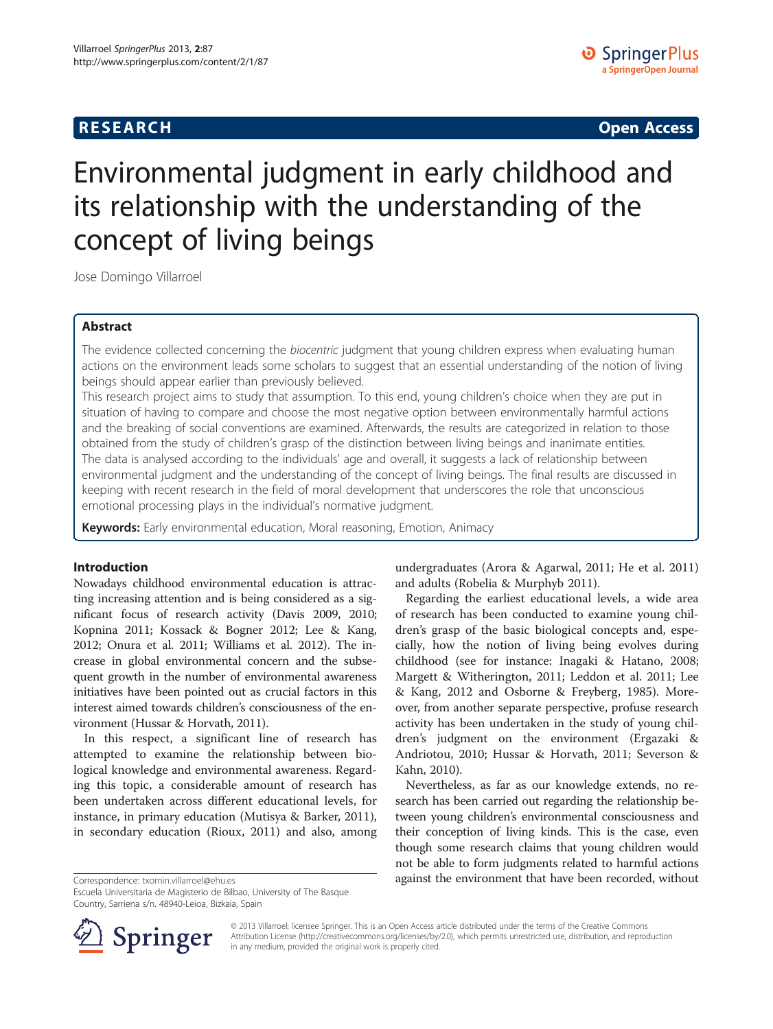**RESEARCH** **Open Access**

# Environmental judgment in early childhood and its relationship with the understanding of the concept of living beings

Jose Domingo Villarroel

## Abstract

The evidence collected concerning the *biocentric* judgment that young children express when evaluating human actions on the environment leads some scholars to suggest that an essential understanding of the notion of living beings should appear earlier than previously believed.

This research project aims to study that assumption. To this end, young children's choice when they are put in situation of having to compare and choose the most negative option between environmentally harmful actions and the breaking of social conventions are examined. Afterwards, the results are categorized in relation to those obtained from the study of children's grasp of the distinction between living beings and inanimate entities. The data is analysed according to the individuals' age and overall, it suggests a lack of relationship between environmental judgment and the understanding of the concept of living beings. The final results are discussed in keeping with recent research in the field of moral development that underscores the role that unconscious emotional processing plays in the individual's normative judgment.

**Keywords:** Early environmental education, Moral reasoning, Emotion, Animacy

## Introduction

Nowadays childhood environmental education is attracting increasing attention and is being considered as a significant focus of research activity (Davis 2009, 2010; Kopnina 2011; Kossack & Bogner 2012; Lee & Kang, 2012; Onura et al. 2011; Williams et al. 2012). The increase in global environmental concern and the subsequent growth in the number of environmental awareness initiatives have been pointed out as crucial factors in this interest aimed towards children's consciousness of the environment (Hussar & Horvath, 2011).

In this respect, a significant line of research has attempted to examine the relationship between biological knowledge and environmental awareness. Regarding this topic, a considerable amount of research has been undertaken across different educational levels, for instance, in primary education (Mutisya & Barker, 2011), in secondary education (Rioux, 2011) and also, among undergraduates (Arora & Agarwal, 2011; He et al. 2011) and adults (Robelia & Murphyb 2011).

Regarding the earliest educational levels, a wide area of research has been conducted to examine young children's grasp of the basic biological concepts and, especially, how the notion of living being evolves during childhood (see for instance: Inagaki & Hatano, 2008; Margett & Witherington, 2011; Leddon et al. 2011; Lee & Kang, 2012 and Osborne & Freyberg, 1985). Moreover, from another separate perspective, profuse research activity has been undertaken in the study of young children's judgment on the environment (Ergazaki & Andriotou, 2010; Hussar & Horvath, 2011; Severson & Kahn, 2010).

Nevertheless, as far as our knowledge extends, no research has been carried out regarding the relationship between young children's environmental consciousness and their conception of living kinds. This is the case, even though some research claims that young children would not be able to form judgments related to harmful actions against the environment that have been recorded, without

Correspondence: txomin.villarroel@ehu.es
Escuela Universitaria de Magisterio de Bilbao, University of The Basque Country, Sarriena s/n. 48940-Leioa, Bizkaia, Spain

© 2013 Villarroel; licensee Springer. This is an Open Access article distributed under the terms of the Creative Commons Attribution License (http://creativecommons.org/licenses/by/2.0), which permits unrestricted use, distribution, and reproduction in any medium, provided the original work is properly cited.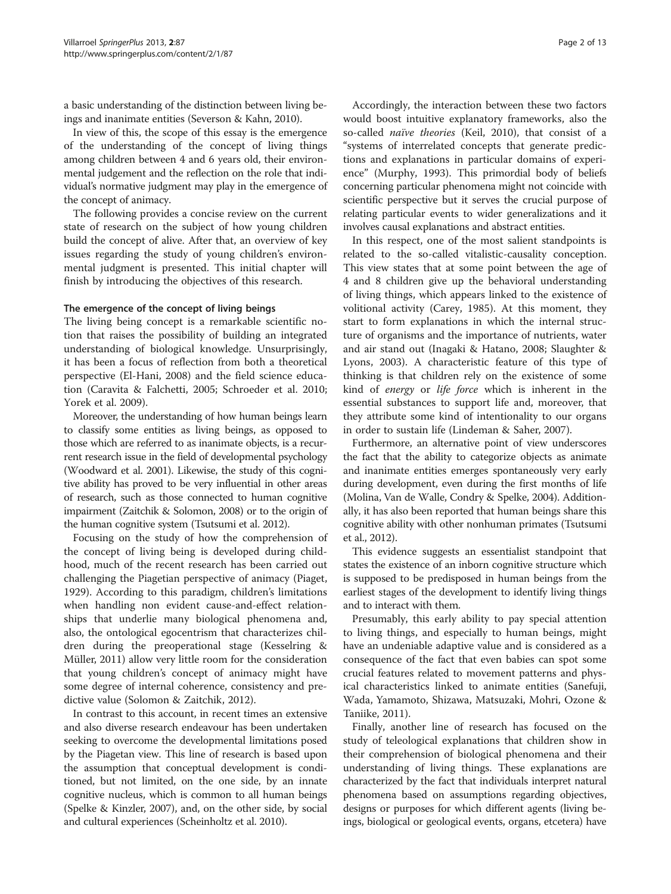a basic understanding of the distinction between living beings and inanimate entities (Severson & Kahn, 2010).

In view of this, the scope of this essay is the emergence of the understanding of the concept of living things among children between 4 and 6 years old, their environmental judgement and the reflection on the role that individual's normative judgment may play in the emergence of the concept of animacy.

The following provides a concise review on the current state of research on the subject of how young children build the concept of alive. After that, an overview of key issues regarding the study of young children's environmental judgment is presented. This initial chapter will finish by introducing the objectives of this research.

### The emergence of the concept of living beings

The living being concept is a remarkable scientific notion that raises the possibility of building an integrated understanding of biological knowledge. Unsurprisingly, it has been a focus of reflection from both a theoretical perspective (El-Hani, 2008) and the field science education (Caravita & Falchetti, 2005; Schroeder et al. 2010; Yorek et al. 2009).

Moreover, the understanding of how human beings learn to classify some entities as living beings, as opposed to those which are referred to as inanimate objects, is a recurrent research issue in the field of developmental psychology (Woodward et al. 2001). Likewise, the study of this cognitive ability has proved to be very influential in other areas of research, such as those connected to human cognitive impairment (Zaitchik & Solomon, 2008) or to the origin of the human cognitive system (Tsutsumi et al. 2012).

Focusing on the study of how the comprehension of the concept of living being is developed during childhood, much of the recent research has been carried out challenging the Piagetian perspective of animacy (Piaget, 1929). According to this paradigm, children's limitations when handling non evident cause-and-effect relationships that underlie many biological phenomena and, also, the ontological egocentrism that characterizes children during the preoperational stage (Kesselring & Müller, 2011) allow very little room for the consideration that young children's concept of animacy might have some degree of internal coherence, consistency and predictive value (Solomon & Zaitchik, 2012).

In contrast to this account, in recent times an extensive and also diverse research endeavour has been undertaken seeking to overcome the developmental limitations posed by the Piagetan view. This line of research is based upon the assumption that conceptual development is conditioned, but not limited, on the one side, by an innate cognitive nucleus, which is common to all human beings (Spelke & Kinzler, 2007), and, on the other side, by social and cultural experiences (Scheinholtz et al. 2010).

Accordingly, the interaction between these two factors would boost intuitive explanatory frameworks, also the so-called *naïve theories* (Keil, 2010), that consist of a "systems of interrelated concepts that generate predictions and explanations in particular domains of experience" (Murphy, 1993). This primordial body of beliefs concerning particular phenomena might not coincide with scientific perspective but it serves the crucial purpose of relating particular events to wider generalizations and it involves causal explanations and abstract entities.

In this respect, one of the most salient standpoints is related to the so-called vitalistic-causality conception. This view states that at some point between the age of 4 and 8 children give up the behavioral understanding of living things, which appears linked to the existence of volitional activity (Carey, 1985). At this moment, they start to form explanations in which the internal structure of organisms and the importance of nutrients, water and air stand out (Inagaki & Hatano, 2008; Slaughter & Lyons, 2003). A characteristic feature of this type of thinking is that children rely on the existence of some kind of *energy* or *life force* which is inherent in the essential substances to support life and, moreover, that they attribute some kind of intentionality to our organs in order to sustain life (Lindeman & Saher, 2007).

Furthermore, an alternative point of view underscores the fact that the ability to categorize objects as animate and inanimate entities emerges spontaneously very early during development, even during the first months of life (Molina, Van de Walle, Condry & Spelke, 2004). Additionally, it has also been reported that human beings share this cognitive ability with other nonhuman primates (Tsutsumi et al., 2012).

This evidence suggests an essentialist standpoint that states the existence of an inborn cognitive structure which is supposed to be predisposed in human beings from the earliest stages of the development to identify living things and to interact with them.

Presumably, this early ability to pay special attention to living things, and especially to human beings, might have an undeniable adaptive value and is considered as a consequence of the fact that even babies can spot some crucial features related to movement patterns and physical characteristics linked to animate entities (Sanefuji, Wada, Yamamoto, Shizawa, Matsuzaki, Mohri, Ozone & Taniike, 2011).

Finally, another line of research has focused on the study of teleological explanations that children show in their comprehension of biological phenomena and their understanding of living things. These explanations are characterized by the fact that individuals interpret natural phenomena based on assumptions regarding objectives, designs or purposes for which different agents (living beings, biological or geological events, organs, etcetera) have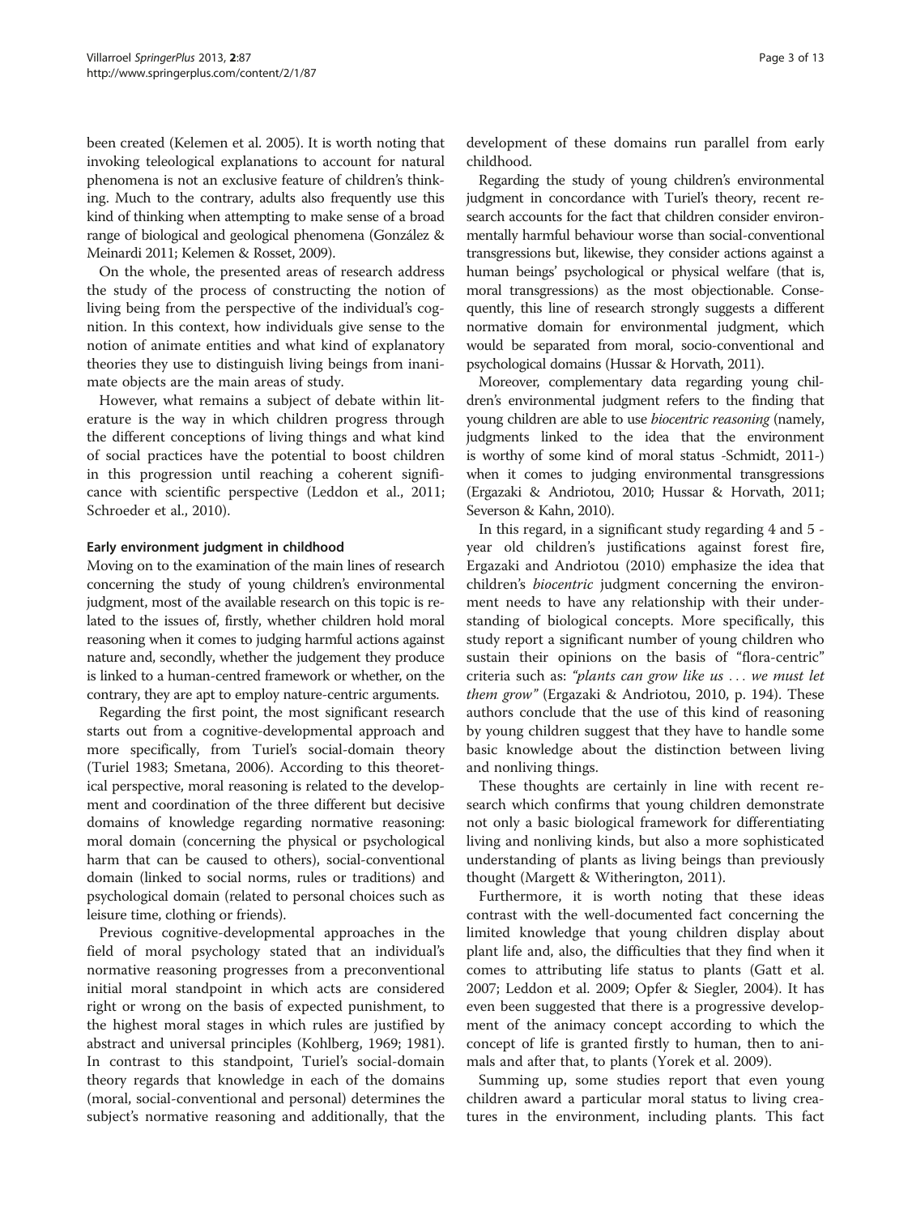been created (Kelemen et al. 2005). It is worth noting that invoking teleological explanations to account for natural phenomena is not an exclusive feature of children's thinking. Much to the contrary, adults also frequently use this kind of thinking when attempting to make sense of a broad range of biological and geological phenomena (González & Meinardi 2011; Kelemen & Rosset, 2009).

On the whole, the presented areas of research address the study of the process of constructing the notion of living being from the perspective of the individual's cognition. In this context, how individuals give sense to the notion of animate entities and what kind of explanatory theories they use to distinguish living beings from inanimate objects are the main areas of study.

However, what remains a subject of debate within literature is the way in which children progress through the different conceptions of living things and what kind of social practices have the potential to boost children in this progression until reaching a coherent significance with scientific perspective (Leddon et al., 2011; Schroeder et al., 2010).

### Early environment judgment in childhood

Moving on to the examination of the main lines of research concerning the study of young children's environmental judgment, most of the available research on this topic is related to the issues of, firstly, whether children hold moral reasoning when it comes to judging harmful actions against nature and, secondly, whether the judgement they produce is linked to a human-centred framework or whether, on the contrary, they are apt to employ nature-centric arguments.

Regarding the first point, the most significant research starts out from a cognitive-developmental approach and more specifically, from Turiel's social-domain theory (Turiel 1983; Smetana, 2006). According to this theoretical perspective, moral reasoning is related to the development and coordination of the three different but decisive domains of knowledge regarding normative reasoning: moral domain (concerning the physical or psychological harm that can be caused to others), social-conventional domain (linked to social norms, rules or traditions) and psychological domain (related to personal choices such as leisure time, clothing or friends).

Previous cognitive-developmental approaches in the field of moral psychology stated that an individual's normative reasoning progresses from a preconventional initial moral standpoint in which acts are considered right or wrong on the basis of expected punishment, to the highest moral stages in which rules are justified by abstract and universal principles (Kohlberg, 1969; 1981). In contrast to this standpoint, Turiel's social-domain theory regards that knowledge in each of the domains (moral, social-conventional and personal) determines the subject's normative reasoning and additionally, that the development of these domains run parallel from early childhood.

Regarding the study of young children's environmental judgment in concordance with Turiel's theory, recent research accounts for the fact that children consider environmentally harmful behaviour worse than social-conventional transgressions but, likewise, they consider actions against a human beings' psychological or physical welfare (that is, moral transgressions) as the most objectionable. Consequently, this line of research strongly suggests a different normative domain for environmental judgment, which would be separated from moral, socio-conventional and psychological domains (Hussar & Horvath, 2011).

Moreover, complementary data regarding young children's environmental judgment refers to the finding that young children are able to use *biocentric reasoning* (namely, judgments linked to the idea that the environment is worthy of some kind of moral status -Schmidt, 2011-) when it comes to judging environmental transgressions (Ergazaki & Andriotou, 2010; Hussar & Horvath, 2011; Severson & Kahn, 2010).

In this regard, in a significant study regarding 4 and 5 - year old children's justifications against forest fire, Ergazaki and Andriotou (2010) emphasize the idea that children's *biocentric* judgment concerning the environment needs to have any relationship with their understanding of biological concepts. More specifically, this study report a significant number of young children who sustain their opinions on the basis of "flora-centric" criteria such as: *"plants can grow like us . . . we must let them grow"* (Ergazaki & Andriotou, 2010, p. 194). These authors conclude that the use of this kind of reasoning by young children suggest that they have to handle some basic knowledge about the distinction between living and nonliving things.

These thoughts are certainly in line with recent research which confirms that young children demonstrate not only a basic biological framework for differentiating living and nonliving kinds, but also a more sophisticated understanding of plants as living beings than previously thought (Margett & Witherington, 2011).

Furthermore, it is worth noting that these ideas contrast with the well-documented fact concerning the limited knowledge that young children display about plant life and, also, the difficulties that they find when it comes to attributing life status to plants (Gatt et al. 2007; Leddon et al. 2009; Opfer & Siegler, 2004). It has even been suggested that there is a progressive development of the animacy concept according to which the concept of life is granted firstly to human, then to animals and after that, to plants (Yorek et al. 2009).

Summing up, some studies report that even young children award a particular moral status to living creatures in the environment, including plants. This fact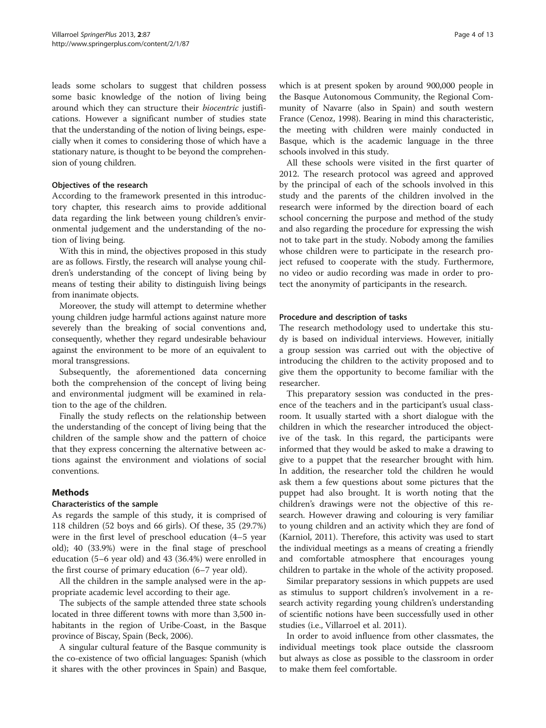leads some scholars to suggest that children possess some basic knowledge of the notion of living being around which they can structure their *biocentric* justifications. However a significant number of studies state that the understanding of the notion of living beings, especially when it comes to considering those of which have a stationary nature, is thought to be beyond the comprehension of young children.

### Objectives of the research

According to the framework presented in this introductory chapter, this research aims to provide additional data regarding the link between young children's environmental judgement and the understanding of the notion of living being.

With this in mind, the objectives proposed in this study are as follows. Firstly, the research will analyse young children's understanding of the concept of living being by means of testing their ability to distinguish living beings from inanimate objects.

Moreover, the study will attempt to determine whether young children judge harmful actions against nature more severely than the breaking of social conventions and, consequently, whether they regard undesirable behaviour against the environment to be more of an equivalent to moral transgressions.

Subsequently, the aforementioned data concerning both the comprehension of the concept of living being and environmental judgment will be examined in relation to the age of the children.

Finally the study reflects on the relationship between the understanding of the concept of living being that the children of the sample show and the pattern of choice that they express concerning the alternative between actions against the environment and violations of social conventions.

## Methods

### Characteristics of the sample

As regards the sample of this study, it is comprised of 118 children (52 boys and 66 girls). Of these, 35 (29.7%) were in the first level of preschool education (4–5 year old); 40 (33.9%) were in the final stage of preschool education (5–6 year old) and 43 (36.4%) were enrolled in the first course of primary education (6–7 year old).

All the children in the sample analysed were in the appropriate academic level according to their age.

The subjects of the sample attended three state schools located in three different towns with more than 3,500 inhabitants in the region of Uribe-Coast, in the Basque province of Biscay, Spain (Beck, 2006).

A singular cultural feature of the Basque community is the co-existence of two official languages: Spanish (which it shares with the other provinces in Spain) and Basque, which is at present spoken by around 900,000 people in the Basque Autonomous Community, the Regional Community of Navarre (also in Spain) and south western France (Cenoz, 1998). Bearing in mind this characteristic, the meeting with children were mainly conducted in Basque, which is the academic language in the three schools involved in this study.

All these schools were visited in the first quarter of 2012. The research protocol was agreed and approved by the principal of each of the schools involved in this study and the parents of the children involved in the research were informed by the direction board of each school concerning the purpose and method of the study and also regarding the procedure for expressing the wish not to take part in the study. Nobody among the families whose children were to participate in the research project refused to cooperate with the study. Furthermore, no video or audio recording was made in order to protect the anonymity of participants in the research.

### Procedure and description of tasks

The research methodology used to undertake this study is based on individual interviews. However, initially a group session was carried out with the objective of introducing the children to the activity proposed and to give them the opportunity to become familiar with the researcher.

This preparatory session was conducted in the presence of the teachers and in the participant's usual classroom. It usually started with a short dialogue with the children in which the researcher introduced the objective of the task. In this regard, the participants were informed that they would be asked to make a drawing to give to a puppet that the researcher brought with him. In addition, the researcher told the children he would ask them a few questions about some pictures that the puppet had also brought. It is worth noting that the children's drawings were not the objective of this research. However drawing and colouring is very familiar to young children and an activity which they are fond of (Karniol, 2011). Therefore, this activity was used to start the individual meetings as a means of creating a friendly and comfortable atmosphere that encourages young children to partake in the whole of the activity proposed.

Similar preparatory sessions in which puppets are used as stimulus to support children's involvement in a research activity regarding young children's understanding of scientific notions have been successfully used in other studies (i.e., Villarroel et al. 2011).

In order to avoid influence from other classmates, the individual meetings took place outside the classroom but always as close as possible to the classroom in order to make them feel comfortable.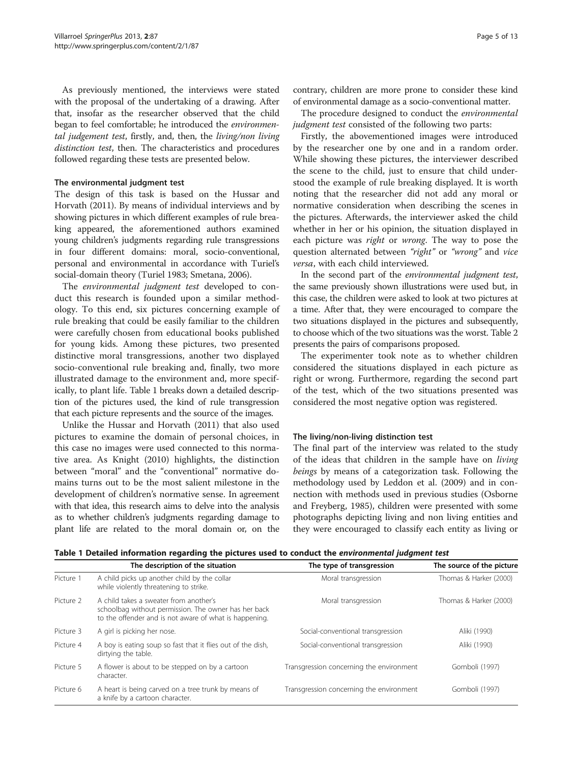As previously mentioned, the interviews were stated with the proposal of the undertaking of a drawing. After that, insofar as the researcher observed that the child began to feel comfortable; he introduced the *environmental judgement test*, firstly, and, then, the *living/non living distinction test*, then. The characteristics and procedures followed regarding these tests are presented below.

### The environmental judgment test

The design of this task is based on the Hussar and Horvath (2011). By means of individual interviews and by showing pictures in which different examples of rule breaking appeared, the aforementioned authors examined young children's judgments regarding rule transgressions in four different domains: moral, socio-conventional, personal and environmental in accordance with Turiel's social-domain theory (Turiel 1983; Smetana, 2006).

The *environmental judgment test* developed to conduct this research is founded upon a similar methodology. To this end, six pictures concerning example of rule breaking that could be easily familiar to the children were carefully chosen from educational books published for young kids. Among these pictures, two presented distinctive moral transgressions, another two displayed socio-conventional rule breaking and, finally, two more illustrated damage to the environment and, more specifically, to plant life. Table 1 breaks down a detailed description of the pictures used, the kind of rule transgression that each picture represents and the source of the images.

Unlike the Hussar and Horvath (2011) that also used pictures to examine the domain of personal choices, in this case no images were used connected to this normative area. As Knight (2010) highlights, the distinction between "moral" and the "conventional" normative domains turns out to be the most salient milestone in the development of children's normative sense. In agreement with that idea, this research aims to delve into the analysis as to whether children's judgments regarding damage to plant life are related to the moral domain or, on the contrary, children are more prone to consider these kind of environmental damage as a socio-conventional matter.

The procedure designed to conduct the *environmental judgment test* consisted of the following two parts:

Firstly, the abovementioned images were introduced by the researcher one by one and in a random order. While showing these pictures, the interviewer described the scene to the child, just to ensure that child understood the example of rule breaking displayed. It is worth noting that the researcher did not add any moral or normative consideration when describing the scenes in the pictures. Afterwards, the interviewer asked the child whether in her or his opinion, the situation displayed in each picture was *right* or *wrong*. The way to pose the question alternated between *"right"* or *"wrong"* and *vice versa*, with each child interviewed.

In the second part of the *environmental judgment test*, the same previously shown illustrations were used but, in this case, the children were asked to look at two pictures at a time. After that, they were encouraged to compare the two situations displayed in the pictures and subsequently, to choose which of the two situations was the worst. Table 2 presents the pairs of comparisons proposed.

The experimenter took note as to whether children considered the situations displayed in each picture as right or wrong. Furthermore, regarding the second part of the test, which of the two situations presented was considered the most negative option was registered.

### The living/non-living distinction test

The final part of the interview was related to the study of the ideas that children in the sample have on *living beings* by means of a categorization task. Following the methodology used by Leddon et al. (2009) and in connection with methods used in previous studies (Osborne and Freyberg, 1985), children were presented with some photographs depicting living and non living entities and they were encouraged to classify each entity as living or

**Table 1 Detailed information regarding the pictures used to conduct the *environmental judgment test***

| | The description of the situation | The type of transgression | The source of the picture |
|---|---|---|---|
| Picture 1 | A child picks up another child by the collar while violently threatening to strike. | Moral transgression | Thomas & Harker (2000) |
| Picture 2 | A child takes a sweater from another's schoolbag without permission. The owner has her back to the offender and is not aware of what is happening. | Moral transgression | Thomas & Harker (2000) |
| Picture 3 | A girl is picking her nose. | Social-conventional transgression | Aliki (1990) |
| Picture 4 | A boy is eating soup so fast that it flies out of the dish, dirtying the table. | Social-conventional transgression | Aliki (1990) |
| Picture 5 | A flower is about to be stepped on by a cartoon character. | Transgression concerning the environment | Gomboli (1997) |
| Picture 6 | A heart is being carved on a tree trunk by means of a knife by a cartoon character. | Transgression concerning the environment | Gomboli (1997) |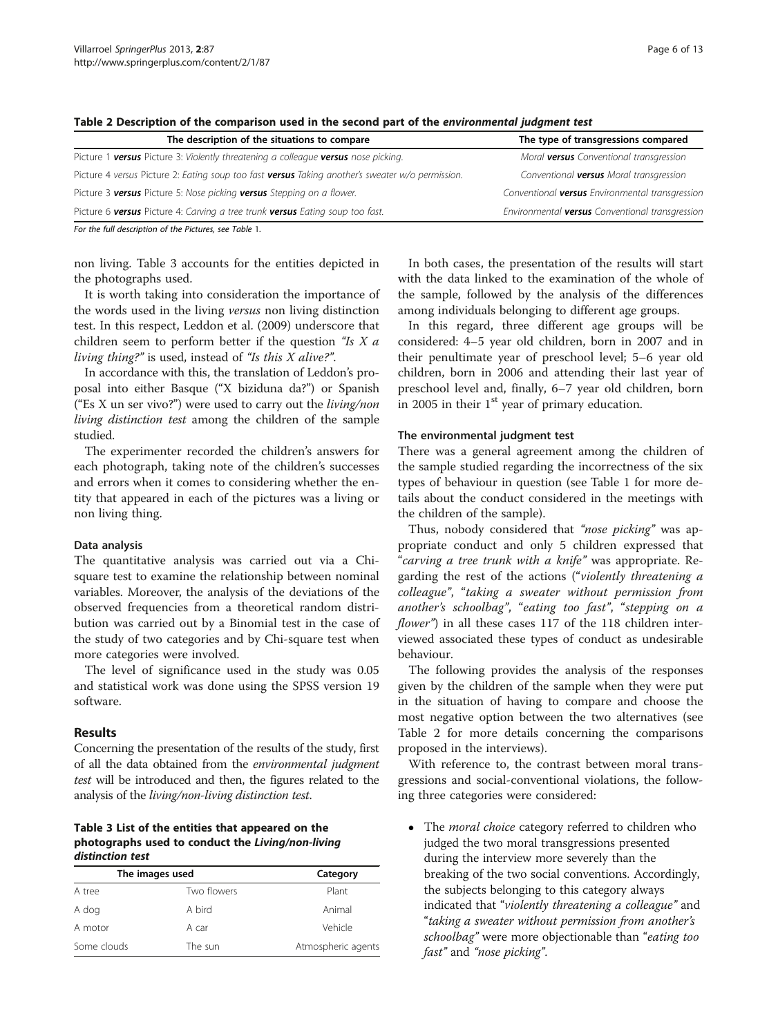**Table 2 Description of the comparison used in the second part of the *environmental judgment test***

| The description of the situations to compare | The type of transgressions compared |
| --- | --- |
| Picture 1 **versus** Picture 3: *Violently threatening a colleague* **versus** *nose picking.* | *Moral* **versus** *Conventional transgression* |
| Picture 4 *versus* Picture 2: *Eating soup too fast* **versus** *Taking another's sweater w/o permission.* | *Conventional* **versus** *Moral transgression* |
| Picture 3 **versus** Picture 5: *Nose picking* **versus** *Stepping on a flower.* | *Conventional* **versus** *Environmental transgression* |
| Picture 6 **versus** Picture 4: *Carving a tree trunk* **versus** *Eating soup too fast.* | *Environmental* **versus** *Conventional transgression* |

*For the full description of the Pictures, see Table 1.*

non living. Table 3 accounts for the entities depicted in the photographs used.

It is worth taking into consideration the importance of the words used in the living *versus* non living distinction test. In this respect, Leddon et al. (2009) underscore that children seem to perform better if the question *"Is X a living thing?"* is used, instead of *"Is this X alive?"*.

In accordance with this, the translation of Leddon's proposal into either Basque ("X biziduna da?") or Spanish ("Es X un ser vivo?") were used to carry out the *living/non living distinction test* among the children of the sample studied.

The experimenter recorded the children's answers for each photograph, taking note of the children's successes and errors when it comes to considering whether the entity that appeared in each of the pictures was a living or non living thing.

### Data analysis

The quantitative analysis was carried out via a Chi-square test to examine the relationship between nominal variables. Moreover, the analysis of the deviations of the observed frequencies from a theoretical random distribution was carried out by a Binomial test in the case of the study of two categories and by Chi-square test when more categories were involved.

The level of significance used in the study was 0.05 and statistical work was done using the SPSS version 19 software.

## Results

Concerning the presentation of the results of the study, first of all the data obtained from the *environmental judgment test* will be introduced and then, the figures related to the analysis of the *living/non-living distinction test*.

**Table 3 List of the entities that appeared on the photographs used to conduct the *Living/non-living distinction test***

| The images used | | Category |
| --- | --- | --- |
| A tree | Two flowers | Plant |
| A dog | A bird | Animal |
| A motor | A car | Vehicle |
| Some clouds | The sun | Atmospheric agents |

In both cases, the presentation of the results will start with the data linked to the examination of the whole of the sample, followed by the analysis of the differences among individuals belonging to different age groups.

In this regard, three different age groups will be considered: 4–5 year old children, born in 2007 and in their penultimate year of preschool level; 5–6 year old children, born in 2006 and attending their last year of preschool level and, finally, 6–7 year old children, born in 2005 in their 1st year of primary education.

### The environmental judgment test

There was a general agreement among the children of the sample studied regarding the incorrectness of the six types of behaviour in question (see Table 1 for more details about the conduct considered in the meetings with the children of the sample).

Thus, nobody considered that *"nose picking"* was appropriate conduct and only 5 children expressed that "*carving a tree trunk with a knife"* was appropriate. Regarding the rest of the actions ("*violently threatening a colleague"*, "*taking a sweater without permission from another's schoolbag"*, "*eating too fast"*, "*stepping on a flower"*) in all these cases 117 of the 118 children interviewed associated these types of conduct as undesirable behaviour.

The following provides the analysis of the responses given by the children of the sample when they were put in the situation of having to compare and choose the most negative option between the two alternatives (see Table 2 for more details concerning the comparisons proposed in the interviews).

With reference to, the contrast between moral transgressions and social-conventional violations, the following three categories were considered:

- The *moral choice* category referred to children who judged the two moral transgressions presented during the interview more severely than the breaking of the two social conventions. Accordingly, the subjects belonging to this category always indicated that "*violently threatening a colleague"* and "*taking a sweater without permission from another's schoolbag"* were more objectionable than "*eating too fast"* and *"nose picking"*.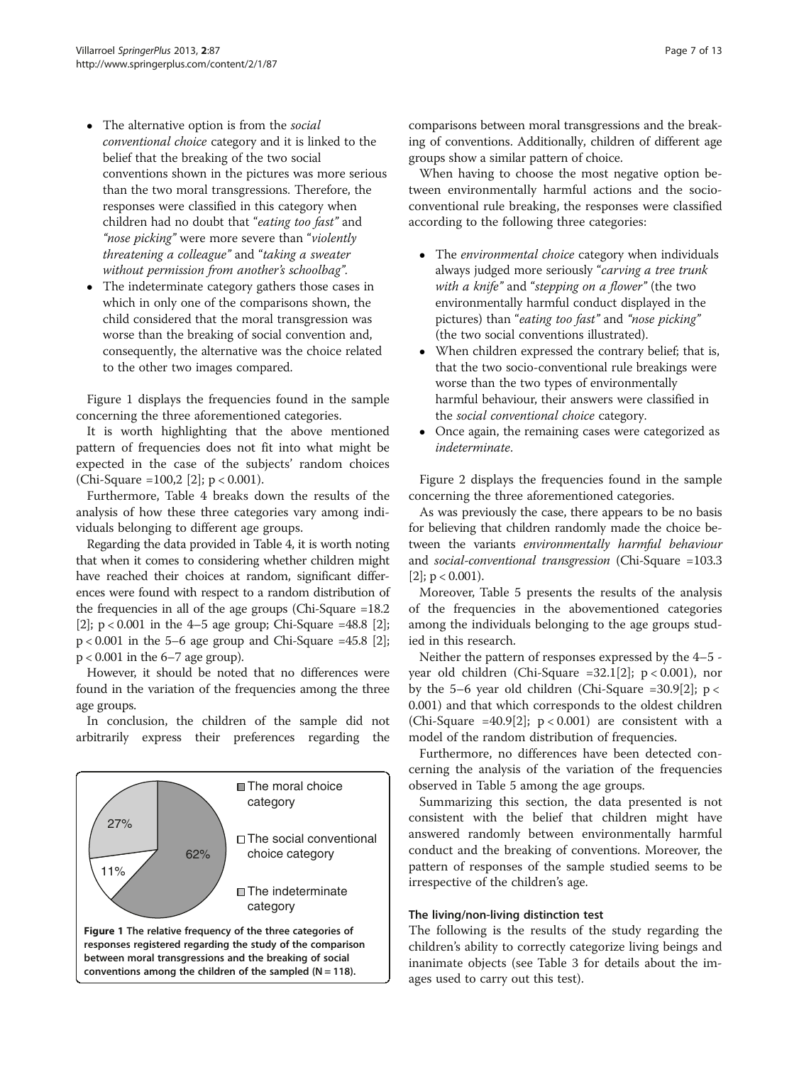- The alternative option is from the *social conventional choice* category and it is linked to the belief that the breaking of the two social conventions shown in the pictures was more serious than the two moral transgressions. Therefore, the responses were classified in this category when children had no doubt that "*eating too fast*" and "*nose picking*" were more severe than "*violently threatening a colleague*" and "*taking a sweater without permission from another's schoolbag*".
- The indeterminate category gathers those cases in which in only one of the comparisons shown, the child considered that the moral transgression was worse than the breaking of social convention and, consequently, the alternative was the choice related to the other two images compared.

Figure 1 displays the frequencies found in the sample concerning the three aforementioned categories.

It is worth highlighting that the above mentioned pattern of frequencies does not fit into what might be expected in the case of the subjects' random choices (Chi-Square =100,2 [2]; $p < 0.001$).

Furthermore, Table 4 breaks down the results of the analysis of how these three categories vary among individuals belonging to different age groups.

Regarding the data provided in Table 4, it is worth noting that when it comes to considering whether children might have reached their choices at random, significant differences were found with respect to a random distribution of the frequencies in all of the age groups (Chi-Square =18.2 [2]; $p < 0.001$ in the 4–5 age group; Chi-Square =48.8 [2]; $p < 0.001$ in the 5–6 age group and Chi-Square =45.8 [2]; $p < 0.001$ in the 6–7 age group).

However, it should be noted that no differences were found in the variation of the frequencies among the three age groups.

In conclusion, the children of the sample did not arbitrarily express their preferences regarding the comparisons between moral transgressions and the breaking of conventions. Additionally, children of different age groups show a similar pattern of choice.

| Category | Percentage |
|---|---|
| The moral choice category | 62% |
| The social conventional choice category | 11% |
| The indeterminate category | 27% |

**Figure 1 The relative frequency of the three categories of responses registered regarding the study of the comparison between moral transgressions and the breaking of social conventions among the children of the sampled (N = 118).**

When having to choose the most negative option between environmentally harmful actions and the socio-conventional rule breaking, the responses were classified according to the following three categories:

- The *environmental choice* category when individuals always judged more seriously "*carving a tree trunk with a knife*" and "*stepping on a flower*" (the two environmentally harmful conduct displayed in the pictures) than "*eating too fast*" and "*nose picking*" (the two social conventions illustrated).
- When children expressed the contrary belief; that is, that the two socio-conventional rule breakings were worse than the two types of environmentally harmful behaviour, their answers were classified in the *social conventional choice* category.
- Once again, the remaining cases were categorized as *indeterminate*.

Figure 2 displays the frequencies found in the sample concerning the three aforementioned categories.

As was previously the case, there appears to be no basis for believing that children randomly made the choice between the variants *environmentally harmful behaviour* and *social-conventional transgression* (Chi-Square =103.3 [2]; $p < 0.001$).

Moreover, Table 5 presents the results of the analysis of the frequencies in the abovementioned categories among the individuals belonging to the age groups studied in this research.

Neither the pattern of responses expressed by the 4–5 - year old children (Chi-Square =32.1[2]; $p < 0.001$), nor by the 5–6 year old children (Chi-Square =30.9[2]; $p < 0.001$) and that which corresponds to the oldest children (Chi-Square =40.9[2]; $p < 0.001$) are consistent with a model of the random distribution of frequencies.

Furthermore, no differences have been detected concerning the analysis of the variation of the frequencies observed in Table 5 among the age groups.

Summarizing this section, the data presented is not consistent with the belief that children might have answered randomly between environmentally harmful conduct and the breaking of conventions. Moreover, the pattern of responses of the sample studied seems to be irrespective of the children's age.

### The living/non-living distinction test

The following is the results of the study regarding the children's ability to correctly categorize living beings and inanimate objects (see Table 3 for details about the images used to carry out this test).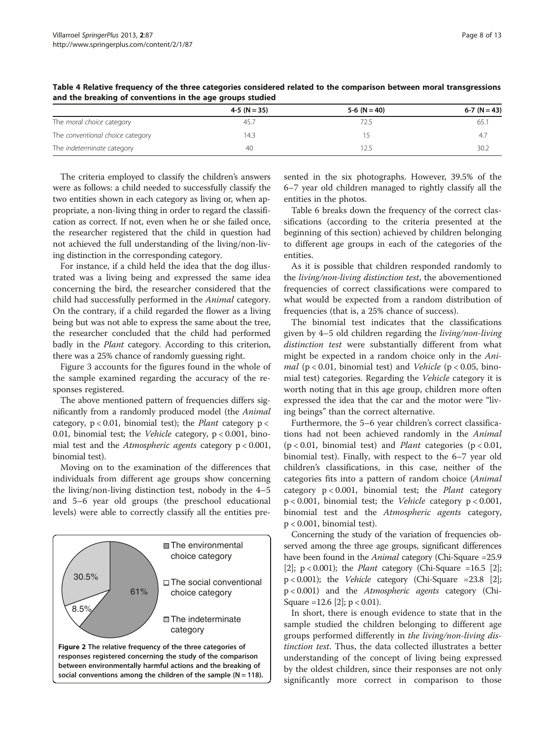**Table 4 Relative frequency of the three categories considered related to the comparison between moral transgressions and the breaking of conventions in the age groups studied**

| | 4-5 (N = 35) | 5-6 (N = 40) | 6-7 (N = 43) |
|---|---|---|---|
| The *moral choice* category | 45.7 | 72.5 | 65.1 |
| The *conventional choice* category | 14.3 | 15 | 4.7 |
| The *indeterminate* category | 40 | 12.5 | 30.2 |

The criteria employed to classify the children's answers were as follows: a child needed to successfully classify the two entities shown in each category as living or, when appropriate, a non-living thing in order to regard the classification as correct. If not, even when he or she failed once, the researcher registered that the child in question had not achieved the full understanding of the living/non-living distinction in the corresponding category.

For instance, if a child held the idea that the dog illustrated was a living being and expressed the same idea concerning the bird, the researcher considered that the child had successfully performed in the *Animal* category. On the contrary, if a child regarded the flower as a living being but was not able to express the same about the tree, the researcher concluded that the child had performed badly in the *Plant* category. According to this criterion, there was a 25% chance of randomly guessing right.

Figure 3 accounts for the figures found in the whole of the sample examined regarding the accuracy of the responses registered.

The above mentioned pattern of frequencies differs significantly from a randomly produced model (the *Animal* category, $p < 0.01$, binomial test); the *Plant* category $p < 0.01$, binomial test; the *Vehicle* category, $p < 0.001$, binomial test and the *Atmospheric agents* category $p < 0.001$, binomial test).

Moving on to the examination of the differences that individuals from different age groups show concerning the living/non-living distinction test, nobody in the 4–5 and 5–6 year old groups (the preschool educational levels) were able to correctly classify all the entities presented in the six photographs. However, 39.5% of the 6–7 year old children managed to rightly classify all the entities in the photos.

Figure 2 The relative frequency of the three categories of responses registered concerning the study of the comparison between environmentally harmful actions and the breaking of social conventions among the children of the sample (N = 118).

Table 6 breaks down the frequency of the correct classifications (according to the criteria presented at the beginning of this section) achieved by children belonging to different age groups in each of the categories of the entities.

As it is possible that children responded randomly to the *living/non-living distinction test*, the abovementioned frequencies of correct classifications were compared to what would be expected from a random distribution of frequencies (that is, a 25% chance of success).

The binomial test indicates that the classifications given by 4–5 old children regarding the *living/non-living distinction test* were substantially different from what might be expected in a random choice only in the *Animal* ($p < 0.01$, binomial test) and *Vehicle* ($p < 0.05$, binomial test) categories. Regarding the *Vehicle* category it is worth noting that in this age group, children more often expressed the idea that the car and the motor were "living beings" than the correct alternative.

Furthermore, the 5–6 year children's correct classifications had not been achieved randomly in the *Animal* ($p < 0.01$, binomial test) and *Plant* categories ($p < 0.01$, binomial test). Finally, with respect to the 6–7 year old children's classifications, in this case, neither of the categories fits into a pattern of random choice (*Animal* category $p < 0.001$, binomial test; the *Plant* category $p < 0.001$, binomial test; the *Vehicle* category $p < 0.001$, binomial test and the *Atmospheric agents* category, $p < 0.001$, binomial test).

Concerning the study of the variation of frequencies observed among the three age groups, significant differences have been found in the *Animal* category (Chi-Square =25.9 [2]; $p < 0.001$); the *Plant* category (Chi-Square =16.5 [2]; $p < 0.001$); the *Vehicle* category (Chi-Square =23.8 [2]; $p < 0.001$) and the *Atmospheric agents* category (Chi-Square =12.6 [2]; $p < 0.01$).

In short, there is enough evidence to state that in the sample studied the children belonging to different age groups performed differently in *the living/non-living distinction test*. Thus, the data collected illustrates a better understanding of the concept of living being expressed by the oldest children, since their responses are not only significantly more correct in comparison to those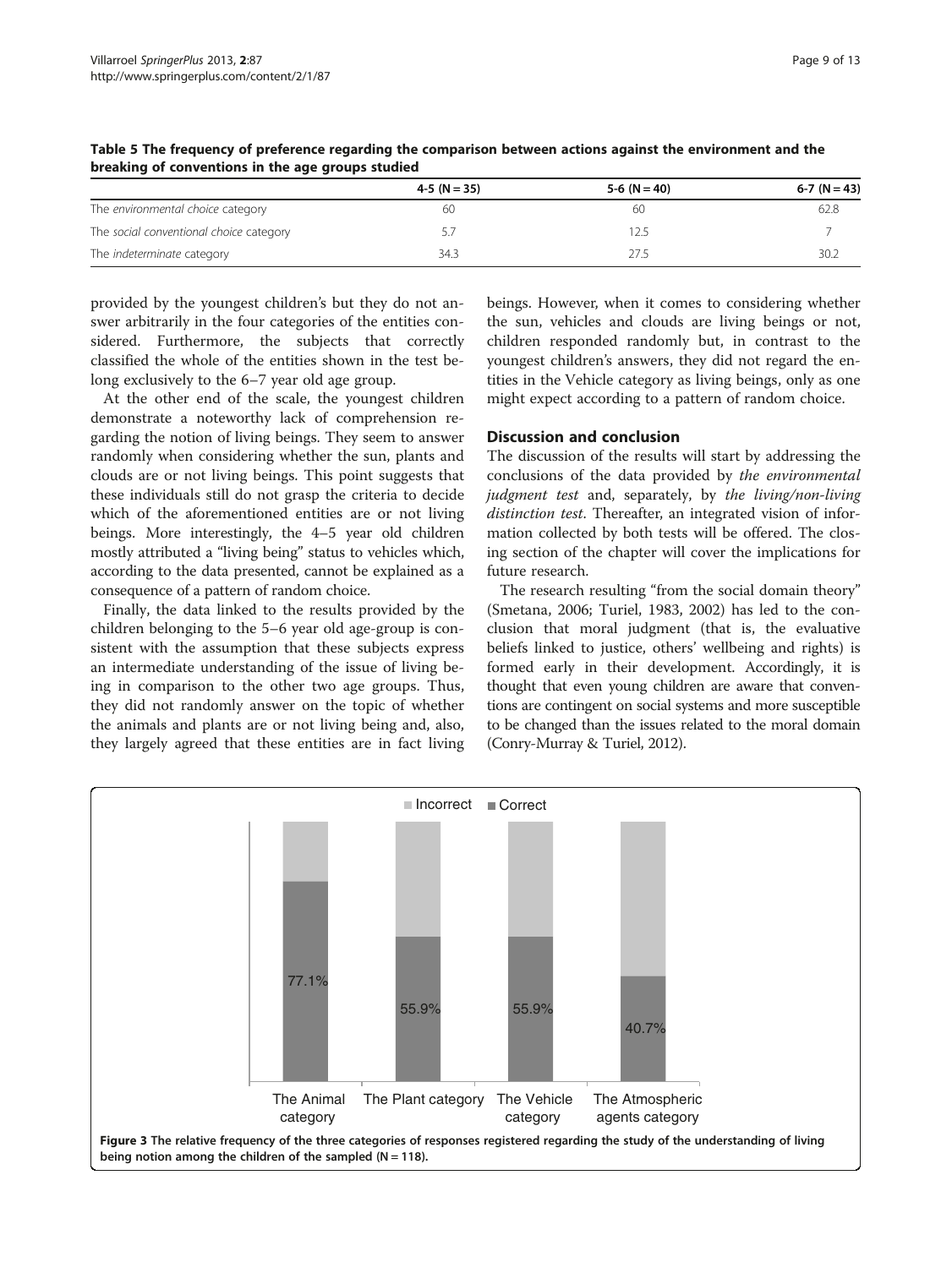**Table 5 The frequency of preference regarding the comparison between actions against the environment and the breaking of conventions in the age groups studied**

| | 4-5 (N = 35) | 5-6 (N = 40) | 6-7 (N = 43) |
|---|---|---|---|
| The *environmental choice* category | 60 | 60 | 62.8 |
| The *social conventional choice* category | 5.7 | 12.5 | 7 |
| The *indeterminate* category | 34.3 | 27.5 | 30.2 |

provided by the youngest children's but they do not answer arbitrarily in the four categories of the entities considered. Furthermore, the subjects that correctly classified the whole of the entities shown in the test belong exclusively to the 6–7 year old age group.

At the other end of the scale, the youngest children demonstrate a noteworthy lack of comprehension regarding the notion of living beings. They seem to answer randomly when considering whether the sun, plants and clouds are or not living beings. This point suggests that these individuals still do not grasp the criteria to decide which of the aforementioned entities are or not living beings. More interestingly, the 4–5 year old children mostly attributed a "living being" status to vehicles which, according to the data presented, cannot be explained as a consequence of a pattern of random choice.

Finally, the data linked to the results provided by the children belonging to the 5–6 year old age-group is consistent with the assumption that these subjects express an intermediate understanding of the issue of living being in comparison to the other two age groups. Thus, they did not randomly answer on the topic of whether the animals and plants are or not living being and, also, they largely agreed that these entities are in fact living beings. However, when it comes to considering whether the sun, vehicles and clouds are living beings or not, children responded randomly but, in contrast to the youngest children's answers, they did not regard the entities in the Vehicle category as living beings, only as one might expect according to a pattern of random choice.

## Discussion and conclusion

The discussion of the results will start by addressing the conclusions of the data provided by *the environmental judgment test* and, separately, by *the living/non-living distinction test*. Thereafter, an integrated vision of information collected by both tests will be offered. The closing section of the chapter will cover the implications for future research.

The research resulting "from the social domain theory" (Smetana, 2006; Turiel, 1983, 2002) has led to the conclusion that moral judgment (that is, the evaluative beliefs linked to justice, others' wellbeing and rights) is formed early in their development. Accordingly, it is thought that even young children are aware that conventions are contingent on social systems and more susceptible to be changed than the issues related to the moral domain (Conry-Murray & Turiel, 2012).

| Category | Correct |
|---|---|
| The Animal category | 77.1% |
| The Plant category | 55.9% |
| The Vehicle category | 55.9% |
| The Atmospheric agents category | 40.7% |

**Figure 3** The relative frequency of the three categories of responses registered regarding the study of the understanding of living being notion among the children of the sampled (N = 118).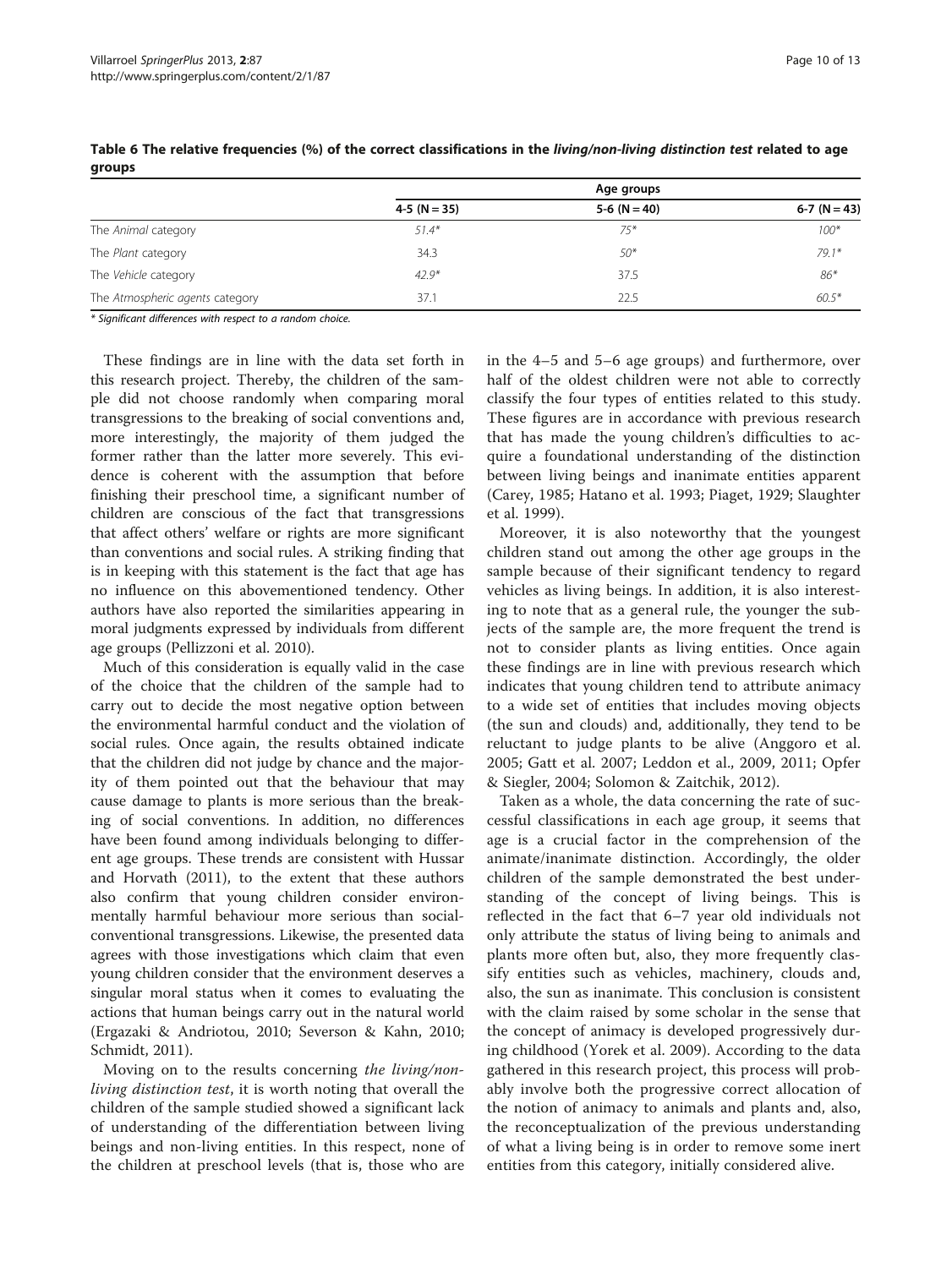**Table 6 The relative frequencies (%) of the correct classifications in the *living/non-living distinction test* related to age groups**

| | Age groups | | |
|---|---|---|---|
| | 4-5 (N = 35) | 5-6 (N = 40) | 6-7 (N = 43) |
| The *Animal* category | *51.4** | *75** | *100** |
| The *Plant* category | 34.3 | *50** | *79.1** |
| The *Vehicle* category | *42.9** | 37.5 | *86** |
| The *Atmospheric agents* category | 37.1 | 22.5 | *60.5** |

*\* Significant differences with respect to a random choice.*

These findings are in line with the data set forth in this research project. Thereby, the children of the sample did not choose randomly when comparing moral transgressions to the breaking of social conventions and, more interestingly, the majority of them judged the former rather than the latter more severely. This evidence is coherent with the assumption that before finishing their preschool time, a significant number of children are conscious of the fact that transgressions that affect others' welfare or rights are more significant than conventions and social rules. A striking finding that is in keeping with this statement is the fact that age has no influence on this abovementioned tendency. Other authors have also reported the similarities appearing in moral judgments expressed by individuals from different age groups (Pellizzoni et al. 2010).

Much of this consideration is equally valid in the case of the choice that the children of the sample had to carry out to decide the most negative option between the environmental harmful conduct and the violation of social rules. Once again, the results obtained indicate that the children did not judge by chance and the majority of them pointed out that the behaviour that may cause damage to plants is more serious than the breaking of social conventions. In addition, no differences have been found among individuals belonging to different age groups. These trends are consistent with Hussar and Horvath (2011), to the extent that these authors also confirm that young children consider environmentally harmful behaviour more serious than social-conventional transgressions. Likewise, the presented data agrees with those investigations which claim that even young children consider that the environment deserves a singular moral status when it comes to evaluating the actions that human beings carry out in the natural world (Ergazaki & Andriotou, 2010; Severson & Kahn, 2010; Schmidt, 2011).

Moving on to the results concerning *the living/non-living distinction test*, it is worth noting that overall the children of the sample studied showed a significant lack of understanding of the differentiation between living beings and non-living entities. In this respect, none of the children at preschool levels (that is, those who are in the 4–5 and 5–6 age groups) and furthermore, over half of the oldest children were not able to correctly classify the four types of entities related to this study. These figures are in accordance with previous research that has made the young children's difficulties to acquire a foundational understanding of the distinction between living beings and inanimate entities apparent (Carey, 1985; Hatano et al. 1993; Piaget, 1929; Slaughter et al. 1999).

Moreover, it is also noteworthy that the youngest children stand out among the other age groups in the sample because of their significant tendency to regard vehicles as living beings. In addition, it is also interesting to note that as a general rule, the younger the subjects of the sample are, the more frequent the trend is not to consider plants as living entities. Once again these findings are in line with previous research which indicates that young children tend to attribute animacy to a wide set of entities that includes moving objects (the sun and clouds) and, additionally, they tend to be reluctant to judge plants to be alive (Anggoro et al. 2005; Gatt et al. 2007; Leddon et al., 2009, 2011; Opfer & Siegler, 2004; Solomon & Zaitchik, 2012).

Taken as a whole, the data concerning the rate of successful classifications in each age group, it seems that age is a crucial factor in the comprehension of the animate/inanimate distinction. Accordingly, the older children of the sample demonstrated the best understanding of the concept of living beings. This is reflected in the fact that 6–7 year old individuals not only attribute the status of living being to animals and plants more often but, also, they more frequently classify entities such as vehicles, machinery, clouds and, also, the sun as inanimate. This conclusion is consistent with the claim raised by some scholar in the sense that the concept of animacy is developed progressively during childhood (Yorek et al. 2009). According to the data gathered in this research project, this process will probably involve both the progressive correct allocation of the notion of animacy to animals and plants and, also, the reconceptualization of the previous understanding of what a living being is in order to remove some inert entities from this category, initially considered alive.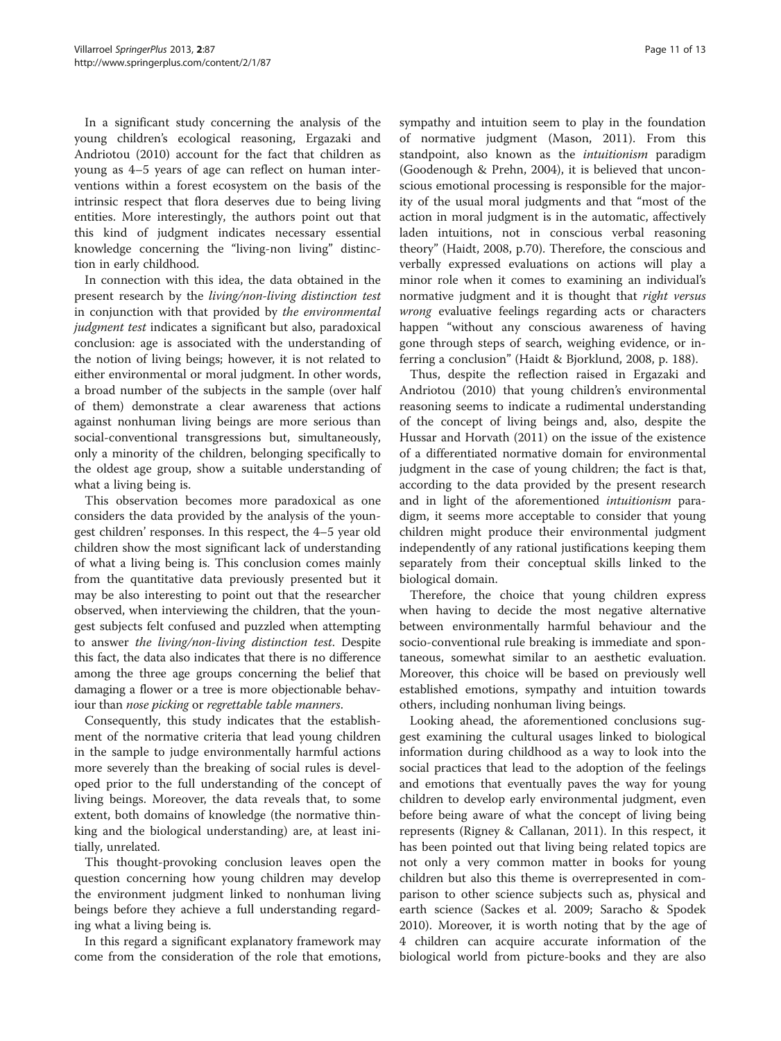In a significant study concerning the analysis of the young children's ecological reasoning, Ergazaki and Andriotou (2010) account for the fact that children as young as 4–5 years of age can reflect on human interventions within a forest ecosystem on the basis of the intrinsic respect that flora deserves due to being living entities. More interestingly, the authors point out that this kind of judgment indicates necessary essential knowledge concerning the "living-non living" distinction in early childhood.

In connection with this idea, the data obtained in the present research by the *living/non-living distinction test* in conjunction with that provided by *the environmental judgment test* indicates a significant but also, paradoxical conclusion: age is associated with the understanding of the notion of living beings; however, it is not related to either environmental or moral judgment. In other words, a broad number of the subjects in the sample (over half of them) demonstrate a clear awareness that actions against nonhuman living beings are more serious than social-conventional transgressions but, simultaneously, only a minority of the children, belonging specifically to the oldest age group, show a suitable understanding of what a living being is.

This observation becomes more paradoxical as one considers the data provided by the analysis of the youngest children' responses. In this respect, the 4–5 year old children show the most significant lack of understanding of what a living being is. This conclusion comes mainly from the quantitative data previously presented but it may be also interesting to point out that the researcher observed, when interviewing the children, that the youngest subjects felt confused and puzzled when attempting to answer *the living/non-living distinction test*. Despite this fact, the data also indicates that there is no difference among the three age groups concerning the belief that damaging a flower or a tree is more objectionable behaviour than *nose picking* or *regrettable table manners*.

Consequently, this study indicates that the establishment of the normative criteria that lead young children in the sample to judge environmentally harmful actions more severely than the breaking of social rules is developed prior to the full understanding of the concept of living beings. Moreover, the data reveals that, to some extent, both domains of knowledge (the normative thinking and the biological understanding) are, at least initially, unrelated.

This thought-provoking conclusion leaves open the question concerning how young children may develop the environment judgment linked to nonhuman living beings before they achieve a full understanding regarding what a living being is.

In this regard a significant explanatory framework may come from the consideration of the role that emotions, sympathy and intuition seem to play in the foundation of normative judgment (Mason, 2011). From this standpoint, also known as the *intuitionism* paradigm (Goodenough & Prehn, 2004), it is believed that unconscious emotional processing is responsible for the majority of the usual moral judgments and that "most of the action in moral judgment is in the automatic, affectively laden intuitions, not in conscious verbal reasoning theory" (Haidt, 2008, p.70). Therefore, the conscious and verbally expressed evaluations on actions will play a minor role when it comes to examining an individual's normative judgment and it is thought that *right versus wrong* evaluative feelings regarding acts or characters happen "without any conscious awareness of having gone through steps of search, weighing evidence, or inferring a conclusion" (Haidt & Bjorklund, 2008, p. 188).

Thus, despite the reflection raised in Ergazaki and Andriotou (2010) that young children's environmental reasoning seems to indicate a rudimental understanding of the concept of living beings and, also, despite the Hussar and Horvath (2011) on the issue of the existence of a differentiated normative domain for environmental judgment in the case of young children; the fact is that, according to the data provided by the present research and in light of the aforementioned *intuitionism* paradigm, it seems more acceptable to consider that young children might produce their environmental judgment independently of any rational justifications keeping them separately from their conceptual skills linked to the biological domain.

Therefore, the choice that young children express when having to decide the most negative alternative between environmentally harmful behaviour and the socio-conventional rule breaking is immediate and spontaneous, somewhat similar to an aesthetic evaluation. Moreover, this choice will be based on previously well established emotions, sympathy and intuition towards others, including nonhuman living beings.

Looking ahead, the aforementioned conclusions suggest examining the cultural usages linked to biological information during childhood as a way to look into the social practices that lead to the adoption of the feelings and emotions that eventually paves the way for young children to develop early environmental judgment, even before being aware of what the concept of living being represents (Rigney & Callanan, 2011). In this respect, it has been pointed out that living being related topics are not only a very common matter in books for young children but also this theme is overrepresented in comparison to other science subjects such as, physical and earth science (Sackes et al. 2009; Saracho & Spodek 2010). Moreover, it is worth noting that by the age of 4 children can acquire accurate information of the biological world from picture-books and they are also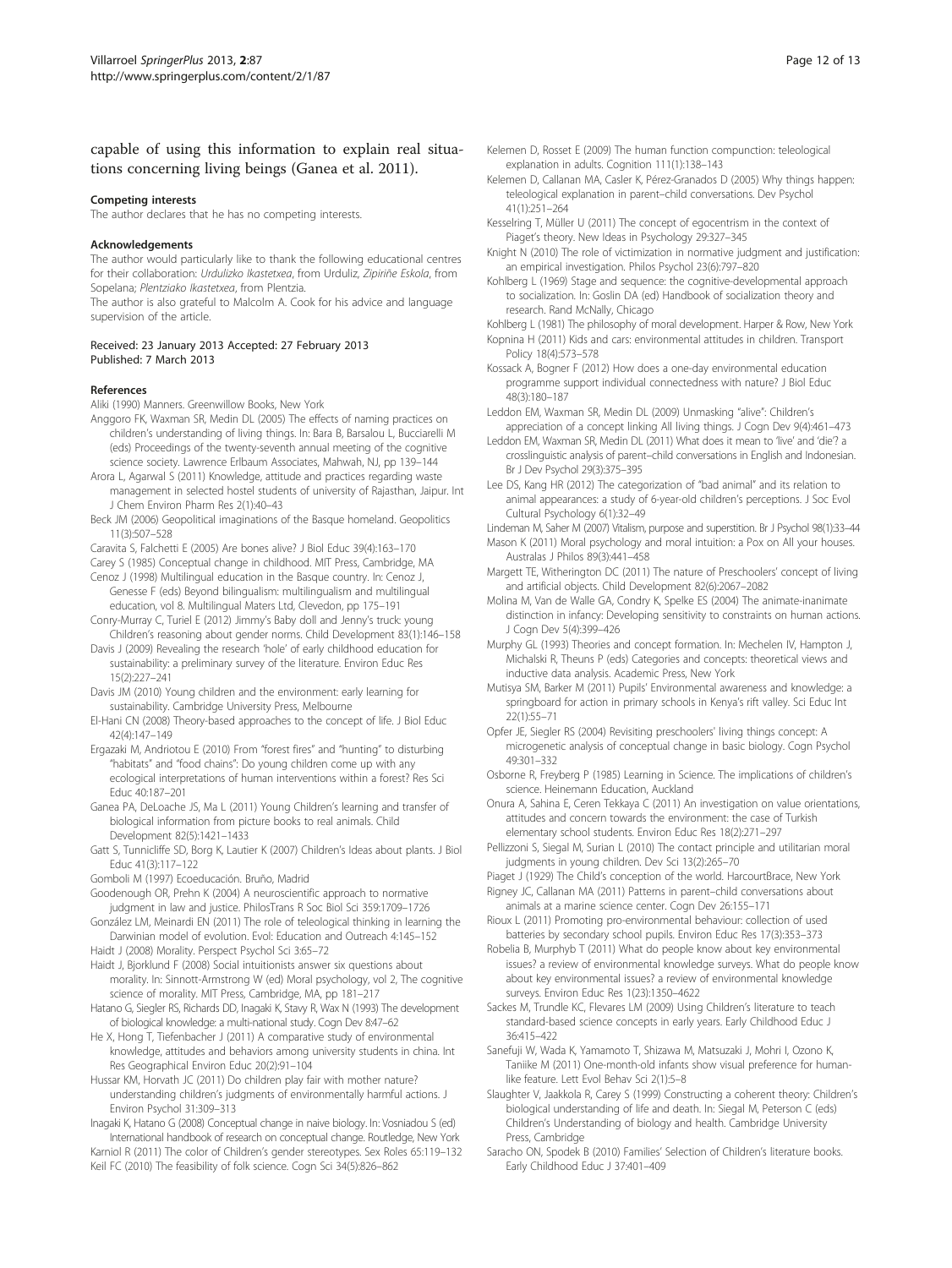capable of using this information to explain real situations concerning living beings (Ganea et al. 2011).

#### Competing interests

The author declares that he has no competing interests.

#### Acknowledgements

The author would particularly like to thank the following educational centres for their collaboration: *Urdulizko Ikastetxea*, from Urduliz, *Zipiriñe Eskola*, from Sopelana; *Plentziako Ikastetxea*, from Plentzia.

The author is also grateful to Malcolm A. Cook for his advice and language supervision of the article.

Received: 23 January 2013 Accepted: 27 February 2013
Published: 7 March 2013

#### References

Aliki (1990) Manners. Greenwillow Books, New York

Anggoro FK, Waxman SR, Medin DL (2005) The effects of naming practices on children's understanding of living things. In: Bara B, Barsalou L, Bucciarelli M (eds) Proceedings of the twenty-seventh annual meeting of the cognitive science society. Lawrence Erlbaum Associates, Mahwah, NJ, pp 139–144

Arora L, Agarwal S (2011) Knowledge, attitude and practices regarding waste management in selected hostel students of university of Rajasthan, Jaipur. Int J Chem Environ Pharm Res 2(1):40–43

Beck JM (2006) Geopolitical imaginations of the Basque homeland. Geopolitics 11(3):507–528

Caravita S, Falchetti E (2005) Are bones alive? J Biol Educ 39(4):163–170

Carey S (1985) Conceptual change in childhood. MIT Press, Cambridge, MA

Cenoz J (1998) Multilingual education in the Basque country. In: Cenoz J, Genesse F (eds) Beyond bilingualism: multilingualism and multilingual education, vol 8. Multilingual Maters Ltd, Clevedon, pp 175–191

Conry-Murray C, Turiel E (2012) Jimmy's Baby doll and Jenny's truck: young Children's reasoning about gender norms. Child Development 83(1):146–158

Davis J (2009) Revealing the research 'hole' of early childhood education for sustainability: a preliminary survey of the literature. Environ Educ Res 15(2):227–241

Davis JM (2010) Young children and the environment: early learning for sustainability. Cambridge University Press, Melbourne

El-Hani CN (2008) Theory-based approaches to the concept of life. J Biol Educ 42(4):147–149

Ergazaki M, Andriotou E (2010) From "forest fires" and "hunting" to disturbing "habitats" and "food chains": Do young children come up with any ecological interpretations of human interventions within a forest? Res Sci Educ 40:187–201

Ganea PA, DeLoache JS, Ma L (2011) Young Children's learning and transfer of biological information from picture books to real animals. Child Development 82(5):1421–1433

Gatt S, Tunnicliffe SD, Borg K, Lautier K (2007) Children's Ideas about plants. J Biol Educ 41(3):117–122

Gomboli M (1997) Ecoeducación. Bruño, Madrid

Goodenough OR, Prehn K (2004) A neuroscientific approach to normative judgment in law and justice. PhilosTrans R Soc Biol Sci 359:1709–1726

González LM, Meinardi EN (2011) The role of teleological thinking in learning the Darwinian model of evolution. Evol: Education and Outreach 4:145–152

Haidt J (2008) Morality. Perspect Psychol Sci 3:65–72

Haidt J, Bjorklund F (2008) Social intuitionists answer six questions about morality. In: Sinnott-Armstrong W (ed) Moral psychology, vol 2, The cognitive science of morality. MIT Press, Cambridge, MA, pp 181–217

Hatano G, Siegler RS, Richards DD, Inagaki K, Stavy R, Wax N (1993) The development of biological knowledge: a multi-national study. Cogn Dev 8:47–62

He X, Hong T, Tiefenbacher J (2011) A comparative study of environmental knowledge, attitudes and behaviors among university students in china. Int Res Geographical Environ Educ 20(2):91–104

Hussar KM, Horvath JC (2011) Do children play fair with mother nature? understanding children's judgments of environmentally harmful actions. J Environ Psychol 31:309–313

Inagaki K, Hatano G (2008) Conceptual change in naive biology. In: Vosniadou S (ed) International handbook of research on conceptual change. Routledge, New York

Karniol R (2011) The color of Children's gender stereotypes. Sex Roles 65:119–132

Keil FC (2010) The feasibility of folk science. Cogn Sci 34(5):826–862

Kelemen D, Rosset E (2009) The human function compunction: teleological explanation in adults. Cognition 111(1):138–143

Kelemen D, Callanan MA, Casler K, Pérez-Granados D (2005) Why things happen: teleological explanation in parent–child conversations. Dev Psychol 41(1):251–264

Kesselring T, Müller U (2011) The concept of egocentrism in the context of Piaget's theory. New Ideas in Psychology 29:327–345

Knight N (2010) The role of victimization in normative judgment and justification: an empirical investigation. Philos Psychol 23(6):797–820

Kohlberg L (1969) Stage and sequence: the cognitive-developmental approach to socialization. In: Goslin DA (ed) Handbook of socialization theory and research. Rand McNally, Chicago

Kohlberg L (1981) The philosophy of moral development. Harper & Row, New York

Kopnina H (2011) Kids and cars: environmental attitudes in children. Transport Policy 18(4):573–578

Kossack A, Bogner F (2012) How does a one-day environmental education programme support individual connectedness with nature? J Biol Educ 48(3):180–187

Leddon EM, Waxman SR, Medin DL (2009) Unmasking "alive": Children's appreciation of a concept linking All living things. J Cogn Dev 9(4):461–473

Leddon EM, Waxman SR, Medin DL (2011) What does it mean to 'live' and 'die'? a crosslinguistic analysis of parent–child conversations in English and Indonesian. Br J Dev Psychol 29(3):375–395

Lee DS, Kang HR (2012) The categorization of "bad animal" and its relation to animal appearances: a study of 6-year-old children's perceptions. J Soc Evol Cultural Psychology 6(1):32–49

Lindeman M, Saher M (2007) Vitalism, purpose and superstition. Br J Psychol 98(1):33–44

Mason K (2011) Moral psychology and moral intuition: a Pox on All your houses. Australas J Philos 89(3):441–458

Margett TE, Witherington DC (2011) The nature of Preschoolers' concept of living and artificial objects. Child Development 82(6):2067–2082

Molina M, Van de Walle GA, Condry K, Spelke ES (2004) The animate-inanimate distinction in infancy: Developing sensitivity to constraints on human actions. J Cogn Dev 5(4):399–426

Murphy GL (1993) Theories and concept formation. In: Mechelen IV, Hampton J, Michalski R, Theuns P (eds) Categories and concepts: theoretical views and inductive data analysis. Academic Press, New York

Mutisya SM, Barker M (2011) Pupils' Environmental awareness and knowledge: a springboard for action in primary schools in Kenya's rift valley. Sci Educ Int 22(1):55–71

Opfer JE, Siegler RS (2004) Revisiting preschoolers' living things concept: A microgenetic analysis of conceptual change in basic biology. Cogn Psychol 49:301–332

Osborne R, Freyberg P (1985) Learning in Science. The implications of children's science. Heinemann Education, Auckland

Onura A, Sahina E, Ceren Tekkaya C (2011) An investigation on value orientations, attitudes and concern towards the environment: the case of Turkish elementary school students. Environ Educ Res 18(2):271–297

Pellizzoni S, Siegal M, Surian L (2010) The contact principle and utilitarian moral judgments in young children. Dev Sci 13(2):265–70

Piaget J (1929) The Child's conception of the world. HarcourtBrace, New York

Rigney JC, Callanan MA (2011) Patterns in parent–child conversations about animals at a marine science center. Cogn Dev 26:155–171

Rioux L (2011) Promoting pro-environmental behaviour: collection of used batteries by secondary school pupils. Environ Educ Res 17(3):353–373

Robelia B, Murphyb T (2011) What do people know about key environmental issues? a review of environmental knowledge surveys. What do people know about key environmental issues? a review of environmental knowledge surveys. Environ Educ Res 1(23):1350–4622

Sackes M, Trundle KC, Flevares LM (2009) Using Children's literature to teach standard-based science concepts in early years. Early Childhood Educ J 36:415–422

Sanefuji W, Wada K, Yamamoto T, Shizawa M, Matsuzaki J, Mohri I, Ozono K, Taniike M (2011) One-month-old infants show visual preference for human-like feature. Lett Evol Behav Sci 2(1):5–8

Slaughter V, Jaakkola R, Carey S (1999) Constructing a coherent theory: Children's biological understanding of life and death. In: Siegal M, Peterson C (eds) Children's Understanding of biology and health. Cambridge University Press, Cambridge

Saracho ON, Spodek B (2010) Families' Selection of Children's literature books. Early Childhood Educ J 37:401–409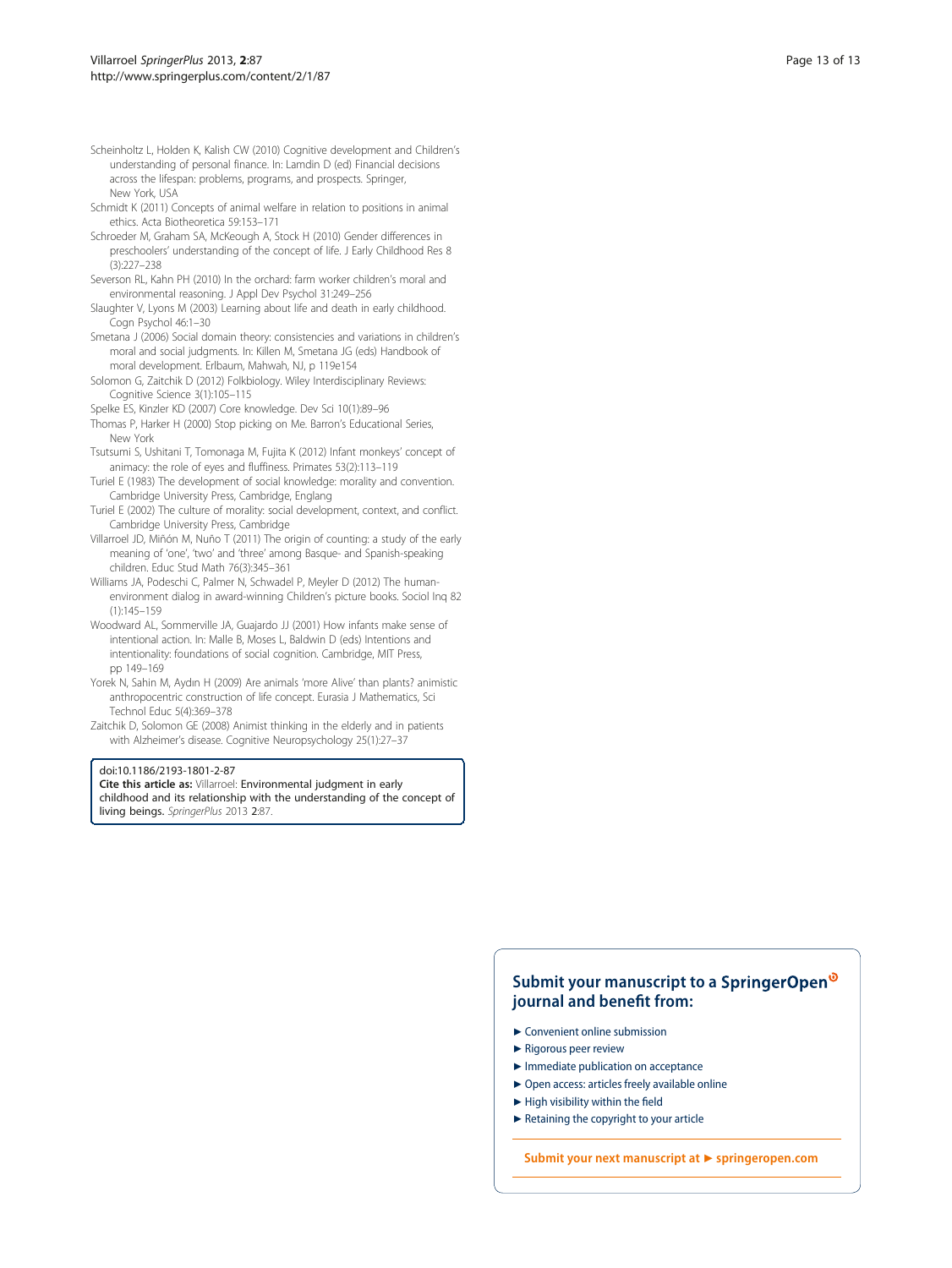Scheinholtz L, Holden K, Kalish CW (2010) Cognitive development and Children's understanding of personal finance. In: Lamdin D (ed) Financial decisions across the lifespan: problems, programs, and prospects. Springer, New York, USA

Schmidt K (2011) Concepts of animal welfare in relation to positions in animal ethics. Acta Biotheoretica 59:153–171

Schroeder M, Graham SA, McKeough A, Stock H (2010) Gender differences in preschoolers' understanding of the concept of life. J Early Childhood Res 8 (3):227–238

Severson RL, Kahn PH (2010) In the orchard: farm worker children's moral and environmental reasoning. J Appl Dev Psychol 31:249–256

Slaughter V, Lyons M (2003) Learning about life and death in early childhood. Cogn Psychol 46:1–30

Smetana J (2006) Social domain theory: consistencies and variations in children's moral and social judgments. In: Killen M, Smetana JG (eds) Handbook of moral development. Erlbaum, Mahwah, NJ, p 119e154

Solomon G, Zaitchik D (2012) Folkbiology. Wiley Interdisciplinary Reviews: Cognitive Science 3(1):105–115

Spelke ES, Kinzler KD (2007) Core knowledge. Dev Sci 10(1):89–96

Thomas P, Harker H (2000) Stop picking on Me. Barron's Educational Series, New York

Tsutsumi S, Ushitani T, Tomonaga M, Fujita K (2012) Infant monkeys' concept of animacy: the role of eyes and fluffiness. Primates 53(2):113–119

Turiel E (1983) The development of social knowledge: morality and convention. Cambridge University Press, Cambridge, Englang

Turiel E (2002) The culture of morality: social development, context, and conflict. Cambridge University Press, Cambridge

Villarroel JD, Miñón M, Nuño T (2011) The origin of counting: a study of the early meaning of 'one', 'two' and 'three' among Basque- and Spanish-speaking children. Educ Stud Math 76(3):345–361

Williams JA, Podeschi C, Palmer N, Schwadel P, Meyler D (2012) The human-environment dialog in award-winning Children's picture books. Sociol Inq 82 (1):145–159

Woodward AL, Sommerville JA, Guajardo JJ (2001) How infants make sense of intentional action. In: Malle B, Moses L, Baldwin D (eds) Intentions and intentionality: foundations of social cognition. Cambridge, MIT Press, pp 149–169

Yorek N, Sahin M, Aydın H (2009) Are animals 'more Alive' than plants? animistic anthropocentric construction of life concept. Eurasia J Mathematics, Sci Technol Educ 5(4):369–378

Zaitchik D, Solomon GE (2008) Animist thinking in the elderly and in patients with Alzheimer's disease. Cognitive Neuropsychology 25(1):27–37

doi:10.1186/2193-1801-2-87

**Cite this article as:** Villarroel: Environmental judgment in early childhood and its relationship with the understanding of the concept of living beings. *SpringerPlus* 2013 **2**:87.

**Submit your manuscript to a SpringerOpen journal and benefit from:**

- ► Convenient online submission
- ► Rigorous peer review
- ► Immediate publication on acceptance
- ► Open access: articles freely available online
- ► High visibility within the field
- ► Retaining the copyright to your article

**Submit your next manuscript at ► springeropen.com**